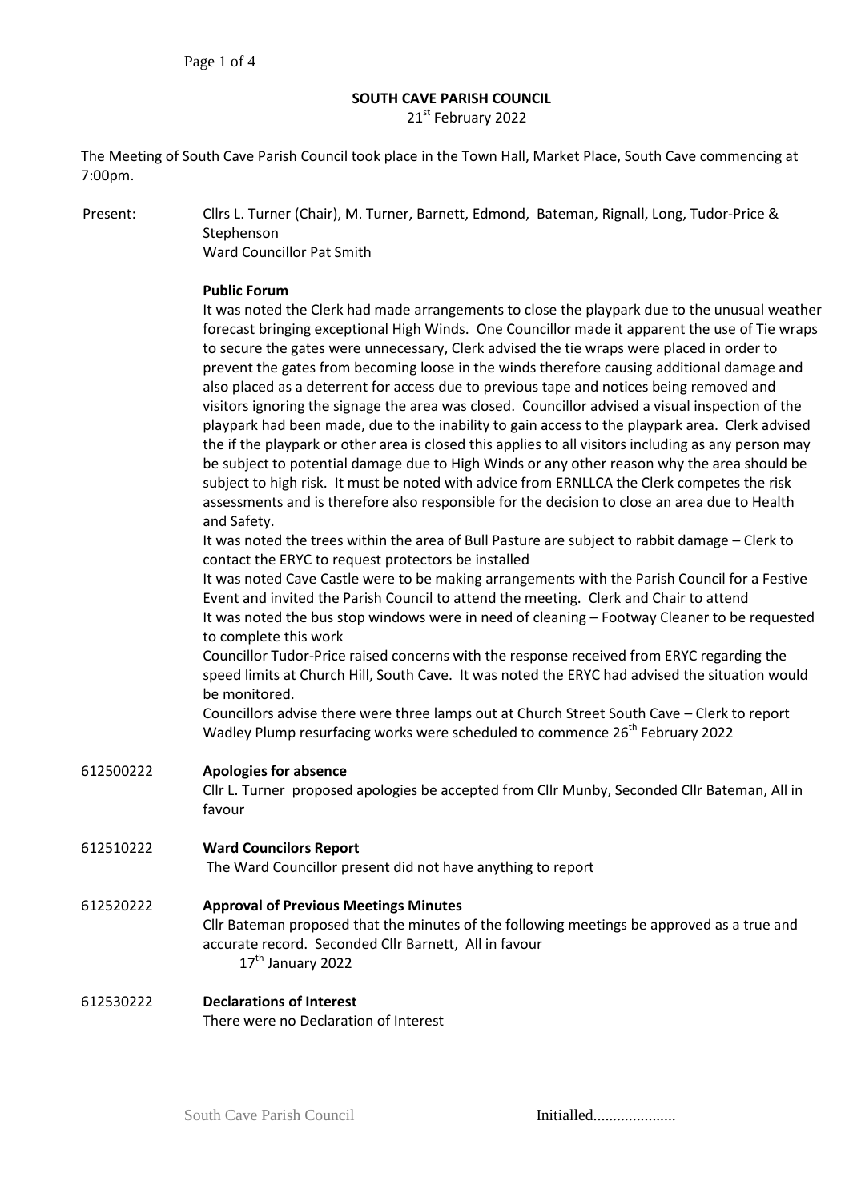**SOUTH CAVE PARISH COUNCIL**

21st February 2022

The Meeting of South Cave Parish Council took place in the Town Hall, Market Place, South Cave commencing at 7:00pm.

Present: Cllrs L. Turner (Chair), M. Turner, Barnett, Edmond, Bateman, Rignall, Long, Tudor-Price & Stephenson
Ward Councillor Pat Smith

**Public Forum**

It was noted the Clerk had made arrangements to close the playpark due to the unusual weather forecast bringing exceptional High Winds. One Councillor made it apparent the use of Tie wraps to secure the gates were unnecessary, Clerk advised the tie wraps were placed in order to prevent the gates from becoming loose in the winds therefore causing additional damage and also placed as a deterrent for access due to previous tape and notices being removed and visitors ignoring the signage the area was closed. Councillor advised a visual inspection of the playpark had been made, due to the inability to gain access to the playpark area. Clerk advised the if the playpark or other area is closed this applies to all visitors including as any person may be subject to potential damage due to High Winds or any other reason why the area should be subject to high risk. It must be noted with advice from ERNLLCA the Clerk competes the risk assessments and is therefore also responsible for the decision to close an area due to Health and Safety.

It was noted the trees within the area of Bull Pasture are subject to rabbit damage – Clerk to contact the ERYC to request protectors be installed

It was noted Cave Castle were to be making arrangements with the Parish Council for a Festive Event and invited the Parish Council to attend the meeting. Clerk and Chair to attend

It was noted the bus stop windows were in need of cleaning – Footway Cleaner to be requested to complete this work

Councillor Tudor-Price raised concerns with the response received from ERYC regarding the speed limits at Church Hill, South Cave. It was noted the ERYC had advised the situation would be monitored.

Councillors advise there were three lamps out at Church Street South Cave – Clerk to report

Wadley Plump resurfacing works were scheduled to commence 26th February 2022

612500222 **Apologies for absence**

Cllr L. Turner proposed apologies be accepted from Cllr Munby, Seconded Cllr Bateman, All in favour

612510222 **Ward Councilors Report**

The Ward Councillor present did not have anything to report

612520222 **Approval of Previous Meetings Minutes**

Cllr Bateman proposed that the minutes of the following meetings be approved as a true and accurate record. Seconded Cllr Barnett, All in favour

17th January 2022

612530222 **Declarations of Interest**

There were no Declaration of Interest

South Cave Parish Council Initialled.....................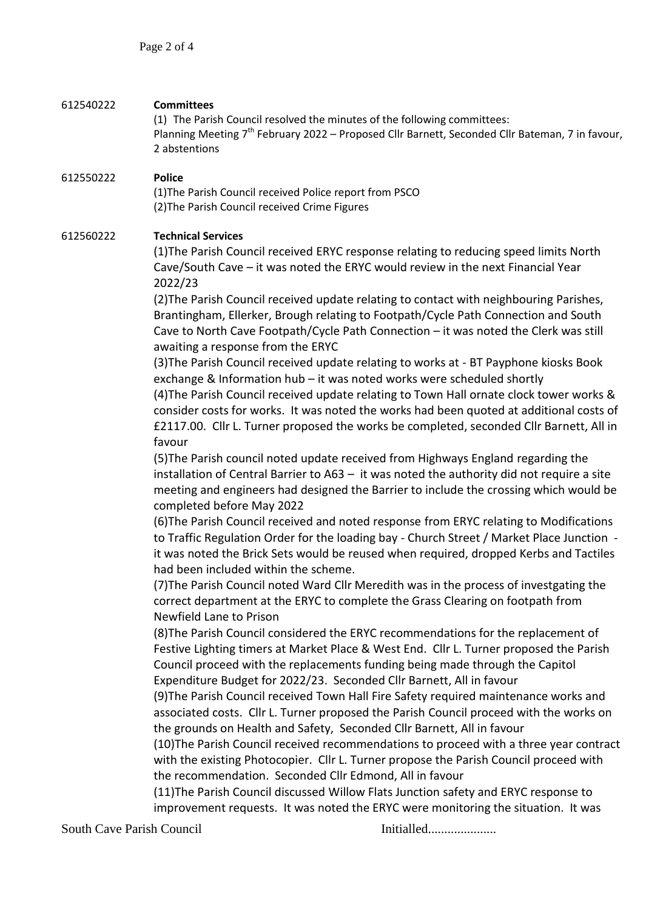612540222 **Committees**

(1) The Parish Council resolved the minutes of the following committees:
Planning Meeting 7th February 2022 – Proposed Cllr Barnett, Seconded Cllr Bateman, 7 in favour, 2 abstentions

612550222 **Police**

(1)The Parish Council received Police report from PSCO
(2)The Parish Council received Crime Figures

612560222 **Technical Services**

(1)The Parish Council received ERYC response relating to reducing speed limits North Cave/South Cave – it was noted the ERYC would review in the next Financial Year 2022/23

(2)The Parish Council received update relating to contact with neighbouring Parishes, Brantingham, Ellerker, Brough relating to Footpath/Cycle Path Connection and South Cave to North Cave Footpath/Cycle Path Connection – it was noted the Clerk was still awaiting a response from the ERYC

(3)The Parish Council received update relating to works at - BT Payphone kiosks Book exchange & Information hub – it was noted works were scheduled shortly

(4)The Parish Council received update relating to Town Hall ornate clock tower works & consider costs for works. It was noted the works had been quoted at additional costs of £2117.00. Cllr L. Turner proposed the works be completed, seconded Cllr Barnett, All in favour

(5)The Parish council noted update received from Highways England regarding the installation of Central Barrier to A63 – it was noted the authority did not require a site meeting and engineers had designed the Barrier to include the crossing which would be completed before May 2022

(6)The Parish Council received and noted response from ERYC relating to Modifications to Traffic Regulation Order for the loading bay - Church Street / Market Place Junction - it was noted the Brick Sets would be reused when required, dropped Kerbs and Tactiles had been included within the scheme.

(7)The Parish Council noted Ward Cllr Meredith was in the process of investgating the correct department at the ERYC to complete the Grass Clearing on footpath from Newfield Lane to Prison

(8)The Parish Council considered the ERYC recommendations for the replacement of Festive Lighting timers at Market Place & West End. Cllr L. Turner proposed the Parish Council proceed with the replacements funding being made through the Capitol Expenditure Budget for 2022/23. Seconded Cllr Barnett, All in favour

(9)The Parish Council received Town Hall Fire Safety required maintenance works and associated costs. Cllr L. Turner proposed the Parish Council proceed with the works on the grounds on Health and Safety, Seconded Cllr Barnett, All in favour

(10)The Parish Council received recommendations to proceed with a three year contract with the existing Photocopier. Cllr L. Turner propose the Parish Council proceed with the recommendation. Seconded Cllr Edmond, All in favour

(11)The Parish Council discussed Willow Flats Junction safety and ERYC response to improvement requests. It was noted the ERYC were monitoring the situation. It was

South Cave Parish Council Initialled.....................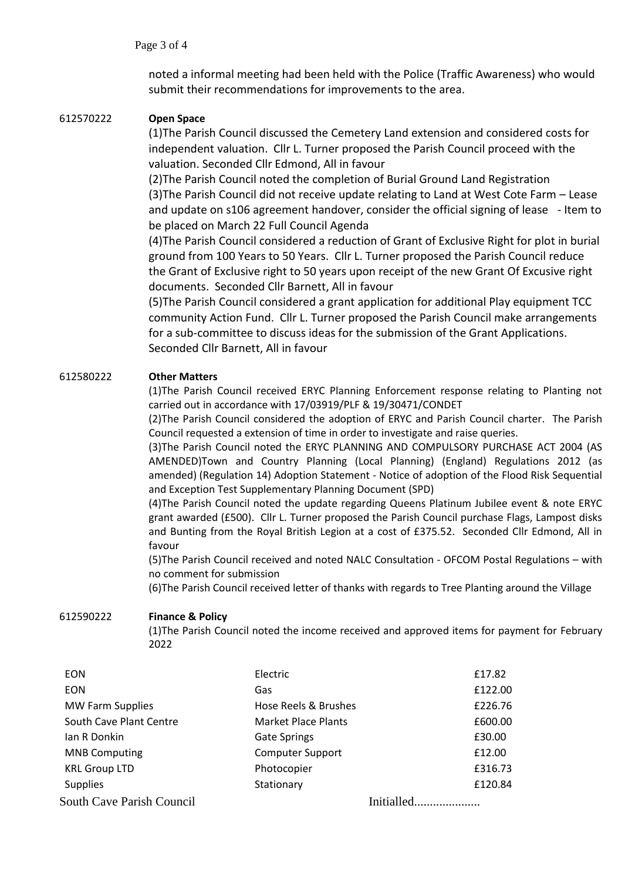noted a informal meeting had been held with the Police (Traffic Awareness) who would submit their recommendations for improvements to the area.

612570222 **Open Space**

(1)The Parish Council discussed the Cemetery Land extension and considered costs for independent valuation. Cllr L. Turner proposed the Parish Council proceed with the valuation. Seconded Cllr Edmond, All in favour

(2)The Parish Council noted the completion of Burial Ground Land Registration

(3)The Parish Council did not receive update relating to Land at West Cote Farm – Lease and update on s106 agreement handover, consider the official signing of lease - Item to be placed on March 22 Full Council Agenda

(4)The Parish Council considered a reduction of Grant of Exclusive Right for plot in burial ground from 100 Years to 50 Years. Cllr L. Turner proposed the Parish Council reduce the Grant of Exclusive right to 50 years upon receipt of the new Grant Of Excusive right documents. Seconded Cllr Barnett, All in favour

(5)The Parish Council considered a grant application for additional Play equipment TCC community Action Fund. Cllr L. Turner proposed the Parish Council make arrangements for a sub-committee to discuss ideas for the submission of the Grant Applications. Seconded Cllr Barnett, All in favour

612580222 **Other Matters**

(1)The Parish Council received ERYC Planning Enforcement response relating to Planting not carried out in accordance with 17/03919/PLF & 19/30471/CONDET

(2)The Parish Council considered the adoption of ERYC and Parish Council charter. The Parish Council requested a extension of time in order to investigate and raise queries.

(3)The Parish Council noted the ERYC PLANNING AND COMPULSORY PURCHASE ACT 2004 (AS AMENDED)Town and Country Planning (Local Planning) (England) Regulations 2012 (as amended) (Regulation 14) Adoption Statement - Notice of adoption of the Flood Risk Sequential and Exception Test Supplementary Planning Document (SPD)

(4)The Parish Council noted the update regarding Queens Platinum Jubilee event & note ERYC grant awarded (£500). Cllr L. Turner proposed the Parish Council purchase Flags, Lampost disks and Bunting from the Royal British Legion at a cost of £375.52. Seconded Cllr Edmond, All in favour

(5)The Parish Council received and noted NALC Consultation - OFCOM Postal Regulations – with no comment for submission

(6)The Parish Council received letter of thanks with regards to Tree Planting around the Village

612590222 **Finance & Policy**

(1)The Parish Council noted the income received and approved items for payment for February 2022

| | | |
|---|---|---|
| EON | Electric | £17.82 |
| EON | Gas | £122.00 |
| MW Farm Supplies | Hose Reels & Brushes | £226.76 |
| South Cave Plant Centre | Market Place Plants | £600.00 |
| Ian R Donkin | Gate Springs | £30.00 |
| MNB Computing | Computer Support | £12.00 |
| KRL Group LTD | Photocopier | £316.73 |
| Supplies | Stationary | £120.84 |

South Cave Parish Council Initialled.....................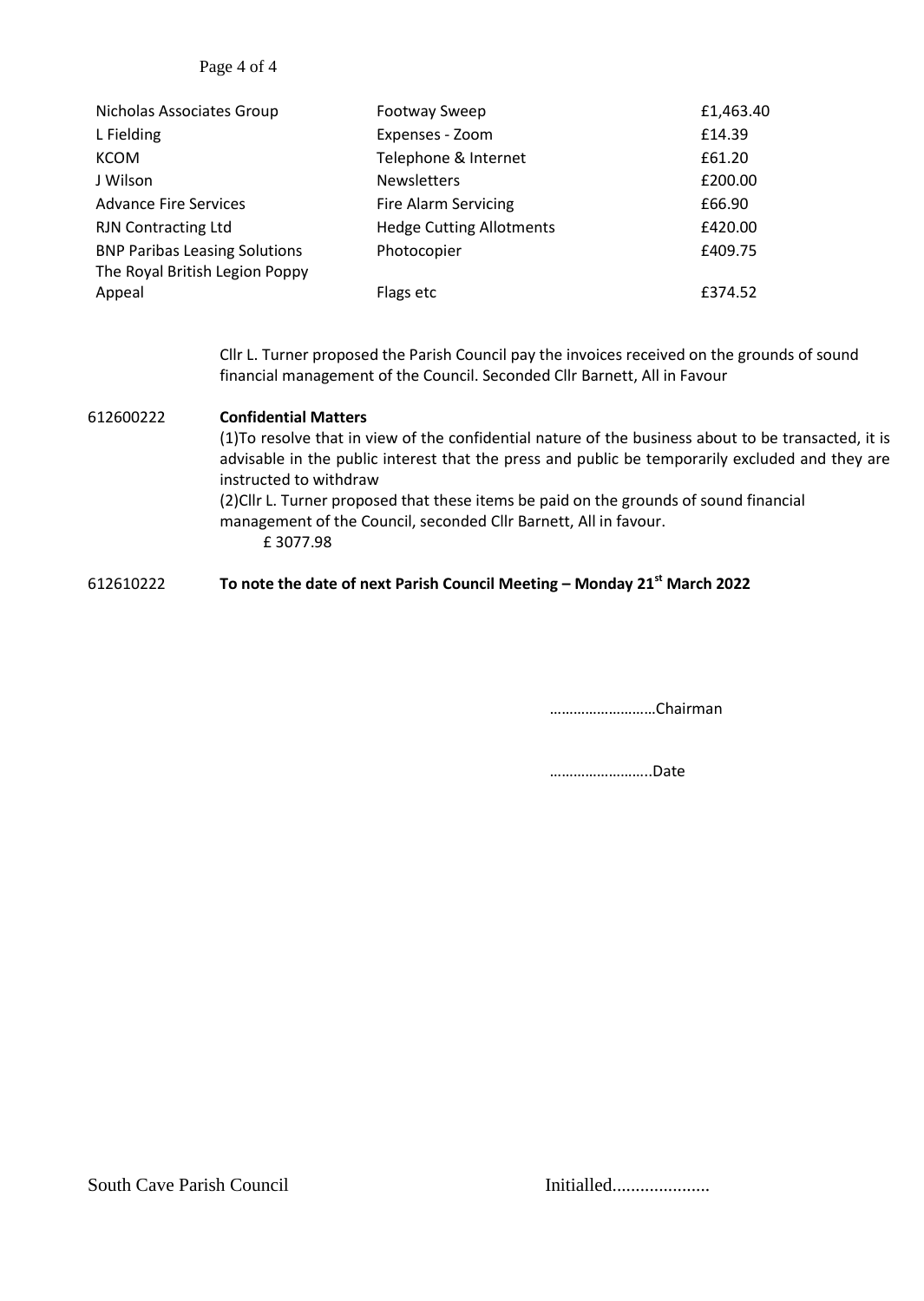| | | |
|---|---|---|
| Nicholas Associates Group | Footway Sweep | £1,463.40 |
| L Fielding | Expenses - Zoom | £14.39 |
| KCOM | Telephone & Internet | £61.20 |
| J Wilson | Newsletters | £200.00 |
| Advance Fire Services | Fire Alarm Servicing | £66.90 |
| RJN Contracting Ltd | Hedge Cutting Allotments | £420.00 |
| BNP Paribas Leasing Solutions | Photocopier | £409.75 |
| The Royal British Legion Poppy Appeal | Flags etc | £374.52 |

Cllr L. Turner proposed the Parish Council pay the invoices received on the grounds of sound financial management of the Council. Seconded Cllr Barnett, All in Favour

612600222 **Confidential Matters**

(1)To resolve that in view of the confidential nature of the business about to be transacted, it is advisable in the public interest that the press and public be temporarily excluded and they are instructed to withdraw

(2)Cllr L. Turner proposed that these items be paid on the grounds of sound financial management of the Council, seconded Cllr Barnett, All in favour.

£ 3077.98

612610222 **To note the date of next Parish Council Meeting – Monday 21st March 2022**

………………………Chairman

……………………..Date

South Cave Parish Council Initialled....................